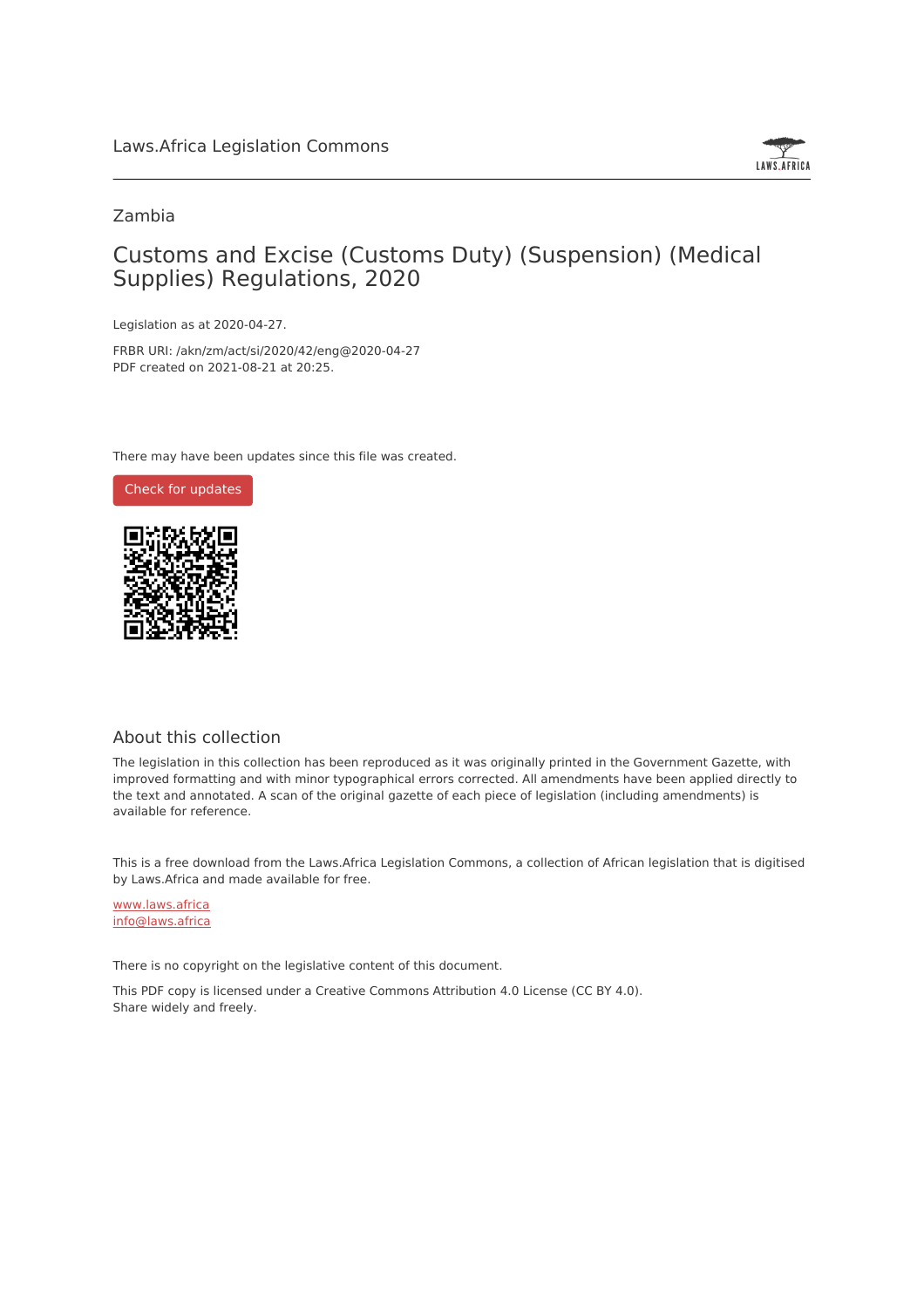Laws.Africa Legislation Commons

Zambia

# Customs and Excise (Customs Duty) (Suspension) (Medical Supplies) Regulations, 2020

Legislation as at 2020-04-27.

FRBR URI: /akn/zm/act/si/2020/42/eng@2020-04-27

PDF created on 2021-08-21 at 20:25.

There may have been updates since this file was created.

Check for updates

## About this collection

The legislation in this collection has been reproduced as it was originally printed in the Government Gazette, with improved formatting and with minor typographical errors corrected. All amendments have been applied directly to the text and annotated. A scan of the original gazette of each piece of legislation (including amendments) is available for reference.

This is a free download from the Laws.Africa Legislation Commons, a collection of African legislation that is digitised by Laws.Africa and made available for free.

www.laws.africa

info@laws.africa

There is no copyright on the legislative content of this document.

This PDF copy is licensed under a Creative Commons Attribution 4.0 License (CC BY 4.0). Share widely and freely.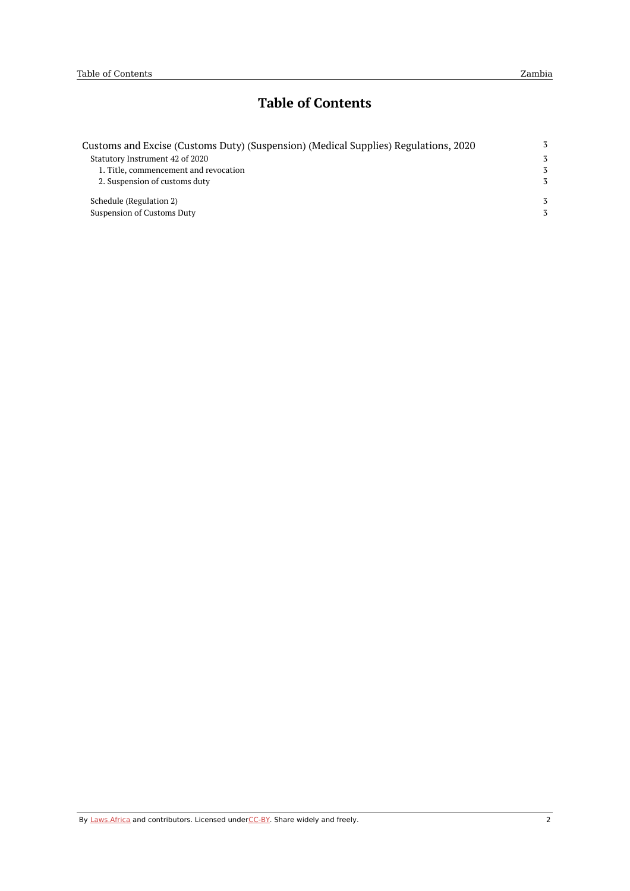# Table of Contents

| | |
|---|---|
| Customs and Excise (Customs Duty) (Suspension) (Medical Supplies) Regulations, 2020 | 3 |
| Statutory Instrument 42 of 2020 | 3 |
| 1. Title, commencement and revocation | 3 |
| 2. Suspension of customs duty | 3 |
| Schedule (Regulation 2) | 3 |
| Suspension of Customs Duty | 3 |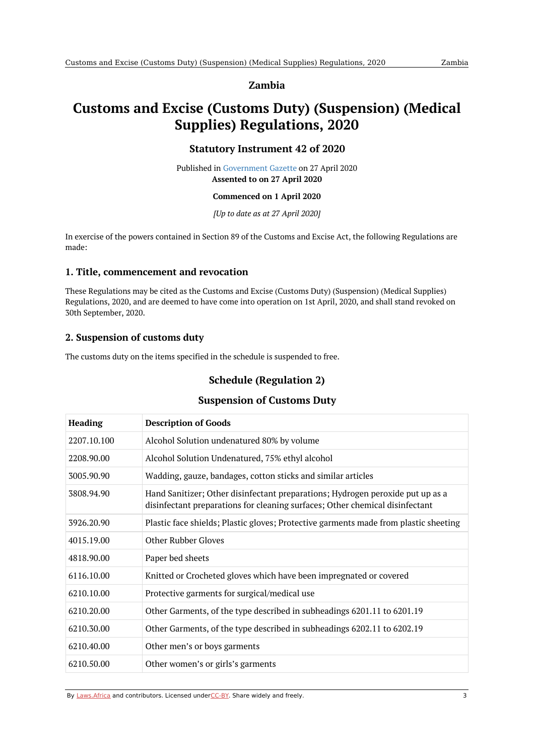**Zambia**

# Customs and Excise (Customs Duty) (Suspension) (Medical Supplies) Regulations, 2020

### Statutory Instrument 42 of 2020

Published in Government Gazette on 27 April 2020

**Assented to on 27 April 2020**

**Commenced on 1 April 2020**

*[Up to date as at 27 April 2020]*

In exercise of the powers contained in Section 89 of the Customs and Excise Act, the following Regulations are made:

## 1. Title, commencement and revocation

These Regulations may be cited as the Customs and Excise (Customs Duty) (Suspension) (Medical Supplies) Regulations, 2020, and are deemed to have come into operation on 1st April, 2020, and shall stand revoked on 30th September, 2020.

## 2. Suspension of customs duty

The customs duty on the items specified in the schedule is suspended to free.

### Schedule (Regulation 2)

### Suspension of Customs Duty

| Heading | Description of Goods |
|---|---|
| 2207.10.100 | Alcohol Solution undenatured 80% by volume |
| 2208.90.00 | Alcohol Solution Undenatured, 75% ethyl alcohol |
| 3005.90.90 | Wadding, gauze, bandages, cotton sticks and similar articles |
| 3808.94.90 | Hand Sanitizer; Other disinfectant preparations; Hydrogen peroxide put up as a disinfectant preparations for cleaning surfaces; Other chemical disinfectant |
| 3926.20.90 | Plastic face shields; Plastic gloves; Protective garments made from plastic sheeting |
| 4015.19.00 | Other Rubber Gloves |
| 4818.90.00 | Paper bed sheets |
| 6116.10.00 | Knitted or Crocheted gloves which have been impregnated or covered |
| 6210.10.00 | Protective garments for surgical/medical use |
| 6210.20.00 | Other Garments, of the type described in subheadings 6201.11 to 6201.19 |
| 6210.30.00 | Other Garments, of the type described in subheadings 6202.11 to 6202.19 |
| 6210.40.00 | Other men's or boys garments |
| 6210.50.00 | Other women's or girls's garments |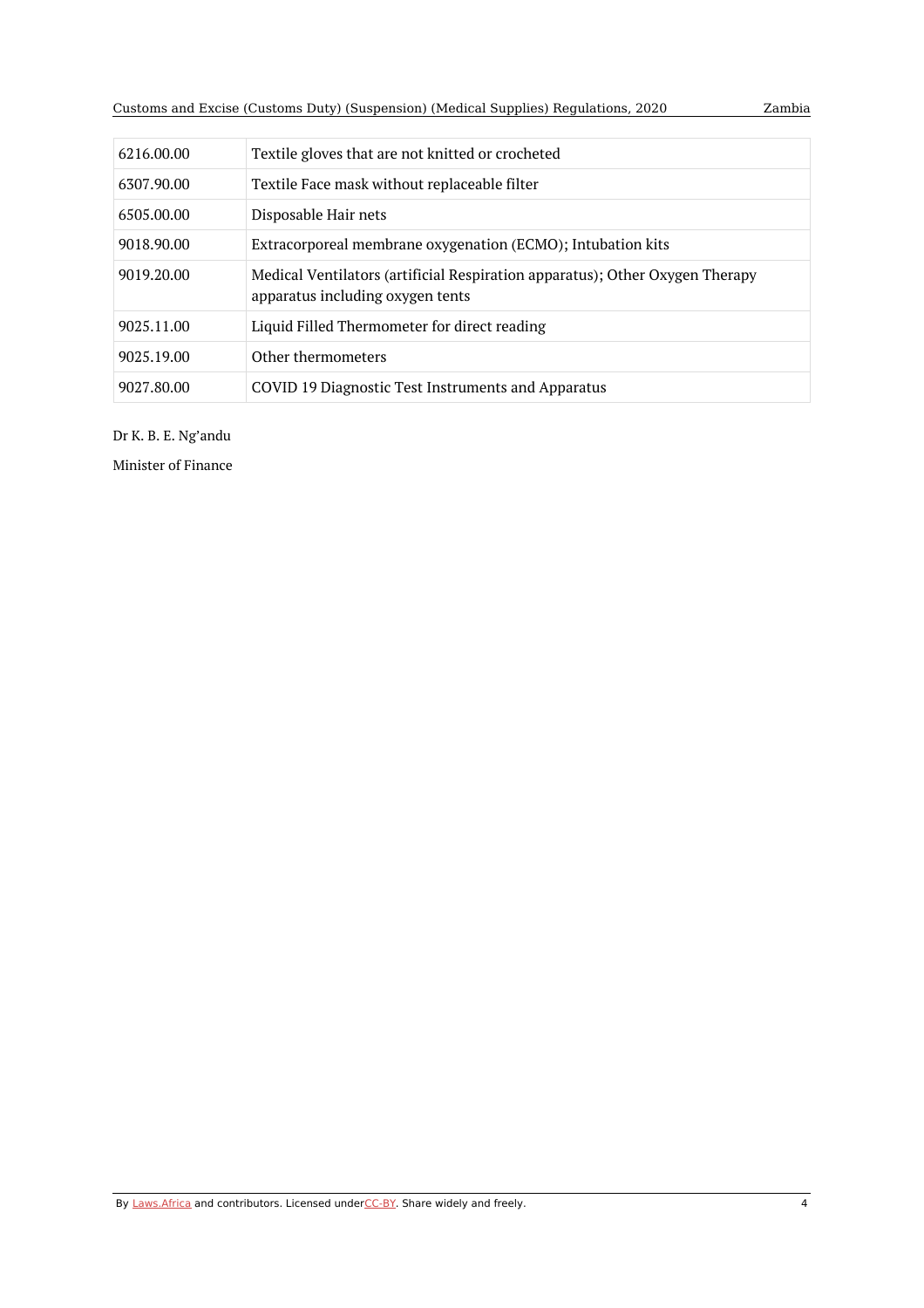| | |
|---|---|
| 6216.00.00 | Textile gloves that are not knitted or crocheted |
| 6307.90.00 | Textile Face mask without replaceable filter |
| 6505.00.00 | Disposable Hair nets |
| 9018.90.00 | Extracorporeal membrane oxygenation (ECMO); Intubation kits |
| 9019.20.00 | Medical Ventilators (artificial Respiration apparatus); Other Oxygen Therapy apparatus including oxygen tents |
| 9025.11.00 | Liquid Filled Thermometer for direct reading |
| 9025.19.00 | Other thermometers |
| 9027.80.00 | COVID 19 Diagnostic Test Instruments and Apparatus |

Dr K. B. E. Ng'andu

Minister of Finance